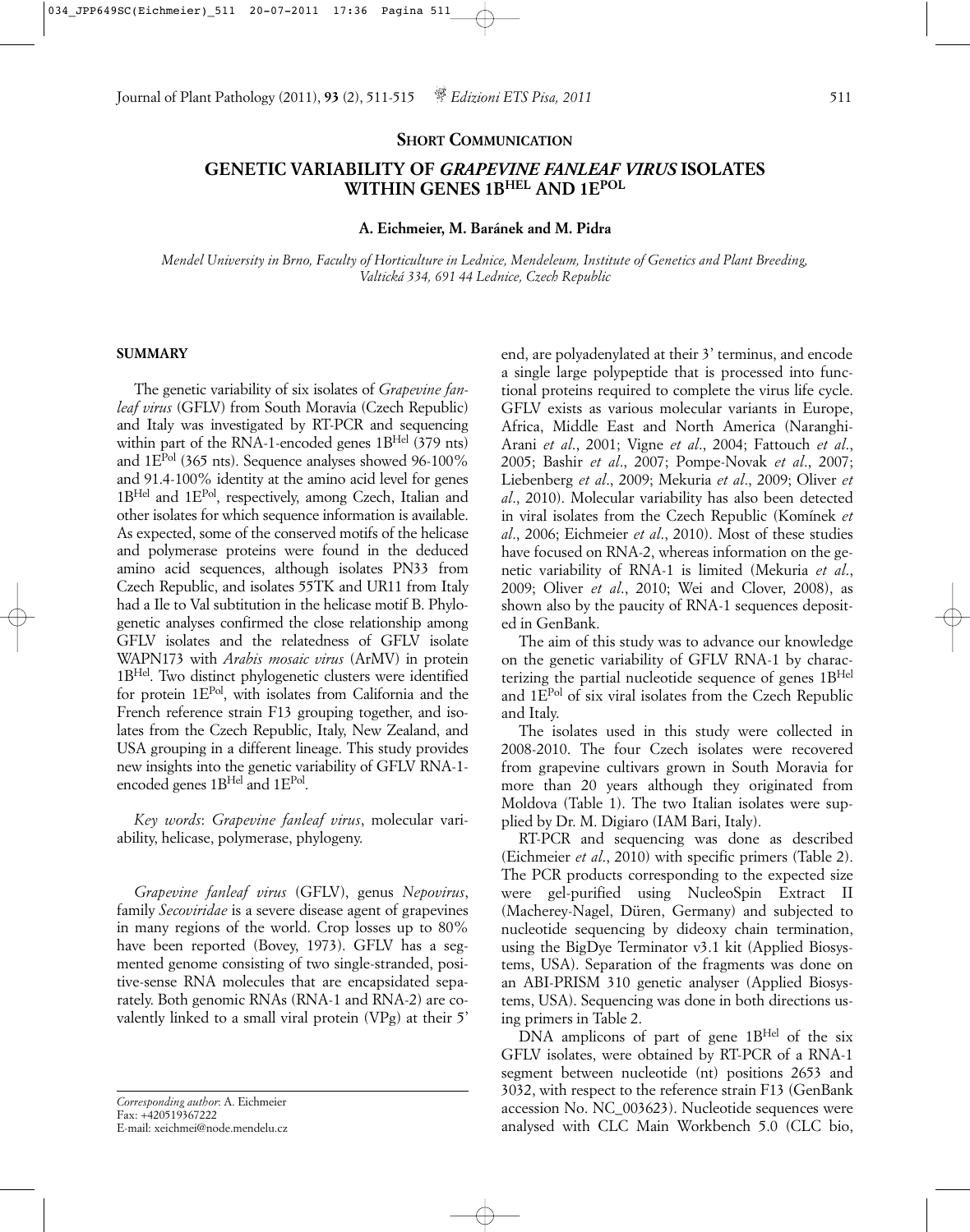**SHORT COMMUNICATION**

# GENETIC VARIABILITY OF *GRAPEVINE FANLEAF VIRUS* ISOLATES WITHIN GENES 1B$^{HEL}$ AND 1E$^{POL}$

**A. Eichmeier, M. Baránek and M. Pidra**

*Mendel University in Brno, Faculty of Horticulture in Lednice, Mendeleum, Institute of Genetics and Plant Breeding, Valtická 334, 691 44 Lednice, Czech Republic*

## SUMMARY

The genetic variability of six isolates of *Grapevine fanleaf virus* (GFLV) from South Moravia (Czech Republic) and Italy was investigated by RT-PCR and sequencing within part of the RNA-1-encoded genes 1B$^{Hel}$ (379 nts) and 1E$^{Pol}$ (365 nts). Sequence analyses showed 96-100% and 91.4-100% identity at the amino acid level for genes 1B$^{Hel}$ and 1E$^{Pol}$, respectively, among Czech, Italian and other isolates for which sequence information is available. As expected, some of the conserved motifs of the helicase and polymerase proteins were found in the deduced amino acid sequences, although isolates PN33 from Czech Republic, and isolates 55TK and UR11 from Italy had a Ile to Val subtitution in the helicase motif B. Phylogenetic analyses confirmed the close relationship among GFLV isolates and the relatedness of GFLV isolate WAPN173 with *Arabis mosaic virus* (ArMV) in protein 1B$^{Hel}$. Two distinct phylogenetic clusters were identified for protein 1E$^{Pol}$, with isolates from California and the French reference strain F13 grouping together, and isolates from the Czech Republic, Italy, New Zealand, and USA grouping in a different lineage. This study provides new insights into the genetic variability of GFLV RNA-1-encoded genes 1B$^{Hel}$ and 1E$^{Pol}$.

*Key words*: *Grapevine fanleaf virus*, molecular variability, helicase, polymerase, phylogeny.

*Grapevine fanleaf virus* (GFLV), genus *Nepovirus*, family *Secoviridae* is a severe disease agent of grapevines in many regions of the world. Crop losses up to 80% have been reported (Bovey, 1973). GFLV has a segmented genome consisting of two single-stranded, positive-sense RNA molecules that are encapsidated separately. Both genomic RNAs (RNA-1 and RNA-2) are covalently linked to a small viral protein (VPg) at their 5' end, are polyadenylated at their 3' terminus, and encode a single large polypeptide that is processed into functional proteins required to complete the virus life cycle. GFLV exists as various molecular variants in Europe, Africa, Middle East and North America (Naranghi-Arani *et al*., 2001; Vigne *et al*., 2004; Fattouch *et al*., 2005; Bashir *et al*., 2007; Pompe-Novak *et al*., 2007; Liebenberg *et al*., 2009; Mekuria *et al*., 2009; Oliver *et al*., 2010). Molecular variability has also been detected in viral isolates from the Czech Republic (Komínek *et al*., 2006; Eichmeier *et al*., 2010). Most of these studies have focused on RNA-2, whereas information on the genetic variability of RNA-1 is limited (Mekuria *et al*., 2009; Oliver *et al*., 2010; Wei and Clover, 2008), as shown also by the paucity of RNA-1 sequences deposited in GenBank.

The aim of this study was to advance our knowledge on the genetic variability of GFLV RNA-1 by characterizing the partial nucleotide sequence of genes 1B$^{Hel}$ and 1E$^{Pol}$ of six viral isolates from the Czech Republic and Italy.

The isolates used in this study were collected in 2008-2010. The four Czech isolates were recovered from grapevine cultivars grown in South Moravia for more than 20 years although they originated from Moldova (Table 1). The two Italian isolates were supplied by Dr. M. Digiaro (IAM Bari, Italy).

RT-PCR and sequencing was done as described (Eichmeier *et al*., 2010) with specific primers (Table 2). The PCR products corresponding to the expected size were gel-purified using NucleoSpin Extract II (Macherey-Nagel, Düren, Germany) and subjected to nucleotide sequencing by dideoxy chain termination, using the BigDye Terminator v3.1 kit (Applied Biosystems, USA). Separation of the fragments was done on an ABI-PRISM 310 genetic analyser (Applied Biosystems, USA). Sequencing was done in both directions using primers in Table 2.

DNA amplicons of part of gene 1B$^{Hel}$ of the six GFLV isolates, were obtained by RT-PCR of a RNA-1 segment between nucleotide (nt) positions 2653 and 3032, with respect to the reference strain F13 (GenBank accession No. NC_003623). Nucleotide sequences were analysed with CLC Main Workbench 5.0 (CLC bio,

*Corresponding author*: A. Eichmeier
Fax: +420519367222
E-mail: xeichmei@node.mendelu.cz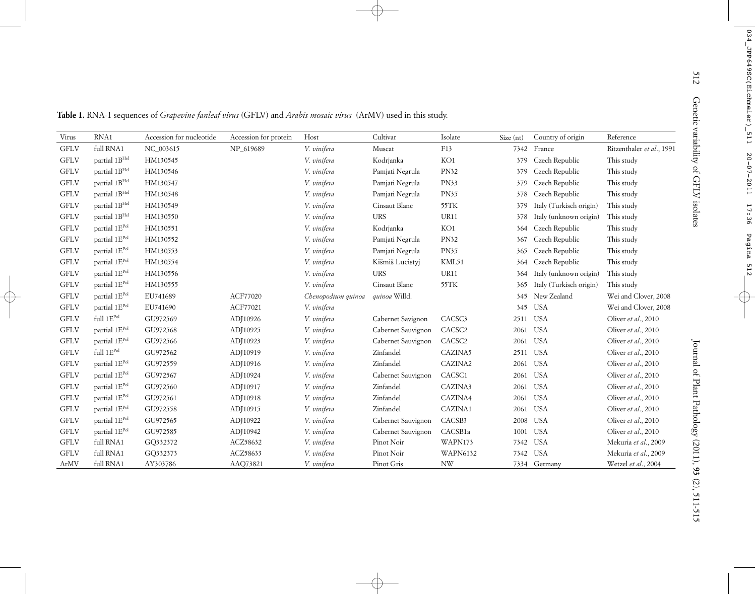**Table 1.** RNA-1 sequences of *Grapevine fanleaf virus* (GFLV) and *Arabis mosaic virus* (ArMV) used in this study.

| Virus | RNA1 | Accession for nucleotide | Accession for protein | Host | Cultivar | Isolate | Size (nt) | Country of origin | Reference |
|---|---|---|---|---|---|---|---|---|---|
| GFLV | full RNA1 | NC_003615 | NP_619689 | *V. vinifera* | Muscat | F13 | 7342 | France | Ritzenthaler *et al.*, 1991 |
| GFLV | partial $1B^{Hel}$ | HM130545 | | *V. vinifera* | Kodrjanka | KO1 | 379 | Czech Republic | This study |
| GFLV | partial $1B^{Hel}$ | HM130546 | | *V. vinifera* | Pamjati Negrula | PN32 | 379 | Czech Republic | This study |
| GFLV | partial $1B^{Hel}$ | HM130547 | | *V. vinifera* | Pamjati Negrula | PN33 | 379 | Czech Republic | This study |
| GFLV | partial $1B^{Hel}$ | HM130548 | | *V. vinifera* | Pamjati Negrula | PN35 | 378 | Czech Republic | This study |
| GFLV | partial $1B^{Hel}$ | HM130549 | | *V. vinifera* | Cinsaut Blanc | 55TK | 379 | Italy (Turkisch origin) | This study |
| GFLV | partial $1B^{Hel}$ | HM130550 | | *V. vinifera* | URS | UR11 | 378 | Italy (unknown origin) | This study |
| GFLV | partial $1E^{Pol}$ | HM130551 | | *V. vinifera* | Kodrjanka | KO1 | 364 | Czech Republic | This study |
| GFLV | partial $1E^{Pol}$ | HM130552 | | *V. vinifera* | Pamjati Negrula | PN32 | 367 | Czech Republic | This study |
| GFLV | partial $1E^{Pol}$ | HM130553 | | *V. vinifera* | Pamjati Negrula | PN35 | 365 | Czech Republic | This study |
| GFLV | partial $1E^{Pol}$ | HM130554 | | *V. vinifera* | Kišmiš Lucistyj | KML51 | 364 | Czech Republic | This study |
| GFLV | partial $1E^{Pol}$ | HM130556 | | *V. vinifera* | URS | UR11 | 364 | Italy (unknown origin) | This study |
| GFLV | partial $1E^{Pol}$ | HM130555 | | *V. vinifera* | Cinsaut Blanc | 55TK | 365 | Italy (Turkisch origin) | This study |
| GFLV | partial $1E^{Pol}$ | EU741689 | ACF77020 | *Chenopodium quinoa* | *quinoa* Willd. | | 345 | New Zealand | Wei and Clover, 2008 |
| GFLV | partial $1E^{Pol}$ | EU741690 | ACF77021 | *V. vinifera* | | | 345 | USA | Wei and Clover, 2008 |
| GFLV | full $1E^{Pol}$ | GU972569 | ADJ10926 | *V. vinifera* | Cabernet Savignon | CACSC3 | 2511 | USA | Oliver *et al.*, 2010 |
| GFLV | partial $1E^{Pol}$ | GU972568 | ADJ10925 | *V. vinifera* | Cabernet Sauvignon | CACSC2 | 2061 | USA | Oliver *et al.*, 2010 |
| GFLV | partial $1E^{Pol}$ | GU972566 | ADJ10923 | *V. vinifera* | Cabernet Sauvignon | CACSC2 | 2061 | USA | Oliver *et al.*, 2010 |
| GFLV | full $1E^{Pol}$ | GU972562 | ADJ10919 | *V. vinifera* | Zinfandel | CAZINA5 | 2511 | USA | Oliver *et al.*, 2010 |
| GFLV | partial $1E^{Pol}$ | GU972559 | ADJ10916 | *V. vinifera* | Zinfandel | CAZINA2 | 2061 | USA | Oliver *et al.*, 2010 |
| GFLV | partial $1E^{Pol}$ | GU972567 | ADJ10924 | *V. vinifera* | Cabernet Sauvignon | CACSC1 | 2061 | USA | Oliver *et al.*, 2010 |
| GFLV | partial $1E^{Pol}$ | GU972560 | ADJ10917 | *V. vinifera* | Zinfandel | CAZINA3 | 2061 | USA | Oliver *et al.*, 2010 |
| GFLV | partial $1E^{Pol}$ | GU972561 | ADJ10918 | *V. vinifera* | Zinfandel | CAZINA4 | 2061 | USA | Oliver *et al.*, 2010 |
| GFLV | partial $1E^{Pol}$ | GU972558 | ADJ10915 | *V. vinifera* | Zinfandel | CAZINA1 | 2061 | USA | Oliver *et al.*, 2010 |
| GFLV | partial $1E^{Pol}$ | GU972565 | ADJ10922 | *V. vinifera* | Cabernet Sauvignon | CACSB3 | 2008 | USA | Oliver *et al.*, 2010 |
| GFLV | partial $1E^{Pol}$ | GU972585 | ADJ10942 | *V. vinifera* | Cabernet Sauvignon | CACSB1a | 1001 | USA | Oliver *et al.*, 2010 |
| GFLV | full RNA1 | GQ332372 | ACZ58632 | *V. vinifera* | Pinot Noir | WAPN173 | 7342 | USA | Mekuria *et al.*, 2009 |
| GFLV | full RNA1 | GQ332373 | ACZ58633 | *V. vinifera* | Pinot Noir | WAPN6132 | 7342 | USA | Mekuria *et al.*, 2009 |
| ArMV | full RNA1 | AY303786 | AAQ73821 | *V. vinifera* | Pinot Gris | NW | 7334 | Germany | Wetzel *et al.*, 2004 |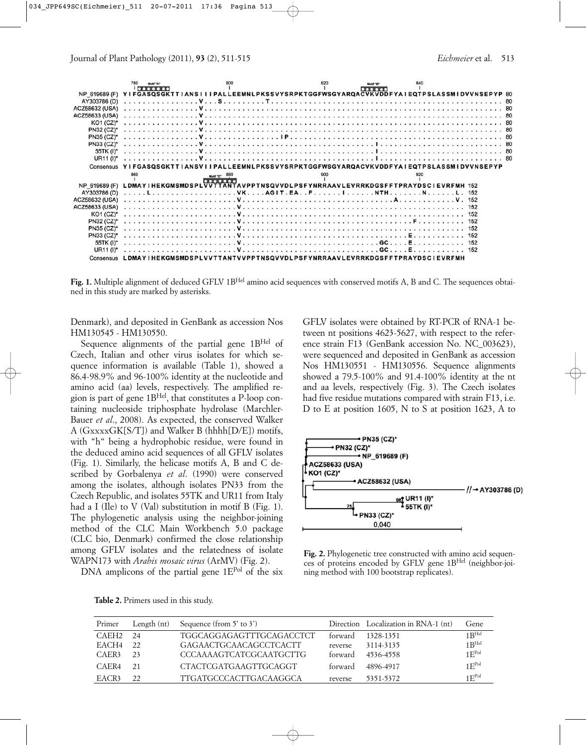**Fig. 1.** Multiple alignment of deduced GFLV $1B^{Hel}$ amino acid sequences with conserved motifs A, B and C. The sequences obtained in this study are marked by asterisks.

Denmark), and deposited in GenBank as accession Nos HM130545 - HM130550.

Sequence alignments of the partial gene $1B^{Hel}$ of Czech, Italian and other virus isolates for which sequence information is available (Table 1), showed a 86.4-98.9% and 96-100% identity at the nucleotide and amino acid (aa) levels, respectively. The amplified region is part of gene $1B^{Hel}$, that constitutes a P-loop containing nucleoside triphosphate hydrolase (Marchler-Bauer *et al*., 2008). As expected, the conserved Walker A (GxxxxGK[S/T]) and Walker B (hhhh[D/E]) motifs, with "h" being a hydrophobic residue, were found in the deduced amino acid sequences of all GFLV isolates (Fig. 1). Similarly, the helicase motifs A, B and C described by Gorbalenya *et al*. (1990) were conserved among the isolates, although isolates PN33 from the Czech Republic, and isolates 55TK and UR11 from Italy had a I (Ile) to V (Val) substitution in motif B (Fig. 1). The phylogenetic analysis using the neighbor-joining method of the CLC Main Workbench 5.0 package (CLC bio, Denmark) confirmed the close relationship among GFLV isolates and the relatedness of isolate WAPN173 with *Arabis mosaic virus* (ArMV) (Fig. 2).

DNA amplicons of the partial gene $1E^{Pol}$ of the six GFLV isolates were obtained by RT-PCR of RNA-1 between nt positions 4623-5627, with respect to the reference strain F13 (GenBank accession No. NC_003623), were sequenced and deposited in GenBank as accession Nos HM130551 - HM130556. Sequence alignments showed a 79.5-100% and 91.4-100% identity at the nt and aa levels, respectively (Fig. 3). The Czech isolates had five residue mutations compared with strain F13, i.e. D to E at position 1605, N to S at position 1623, A to

**Fig. 2.** Phylogenetic tree constructed with amino acid sequences of proteins encoded by GFLV gene $1B^{Hel}$ (neighbor-joining method with 100 bootstrap replicates).

**Table 2.** Primers used in this study.

| Primer | Length (nt) | Sequence (from 5' to 3') | Direction | Localization in RNA-1 (nt) | Gene |
|---|---|---|---|---|---|
| CAEH2 | 24 | TGGCAGGAGAGTTTGCAGACCTCT | forward | 1328-1351 | $1B^{Hel}$ |
| EACH4 | 22 | GAGAACTGCAACAGCCTCACTT | reverse | 3114-3135 | $1B^{Hel}$ |
| CAER3 | 23 | CCCAAAAGTCATCGCAATGCTTG | forward | 4536-4558 | $1E^{Pol}$ |
| CAER4 | 21 | CTACTCGATGAAGTTGCAGGT | forward | 4896-4917 | $1E^{Pol}$ |
| EACR3 | 22 | TTGATGCCCACTTGACAAGGCA | reverse | 5351-5372 | $1E^{Pol}$ |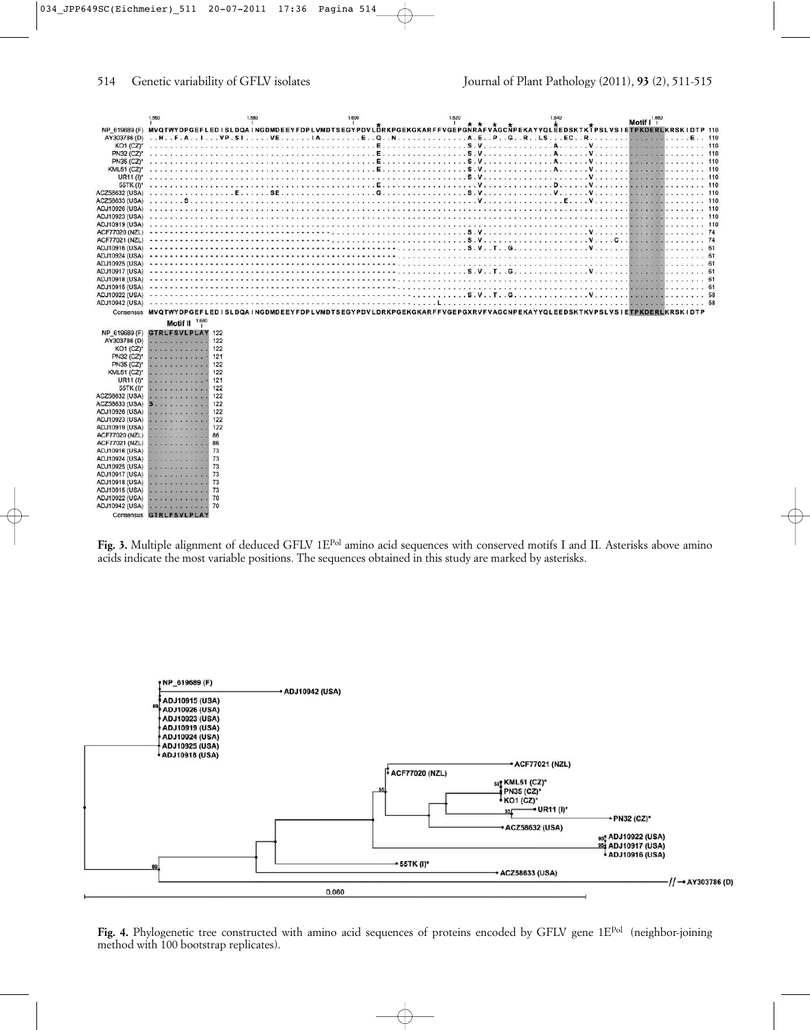**Fig. 3.** Multiple alignment of deduced GFLV 1E$^{Pol}$ amino acid sequences with conserved motifs I and II. Asterisks above amino acids indicate the most variable positions. The sequences obtained in this study are marked by asterisks.

**Fig. 4.** Phylogenetic tree constructed with amino acid sequences of proteins encoded by GFLV gene 1E$^{Pol}$ (neighbor-joining method with 100 bootstrap replicates).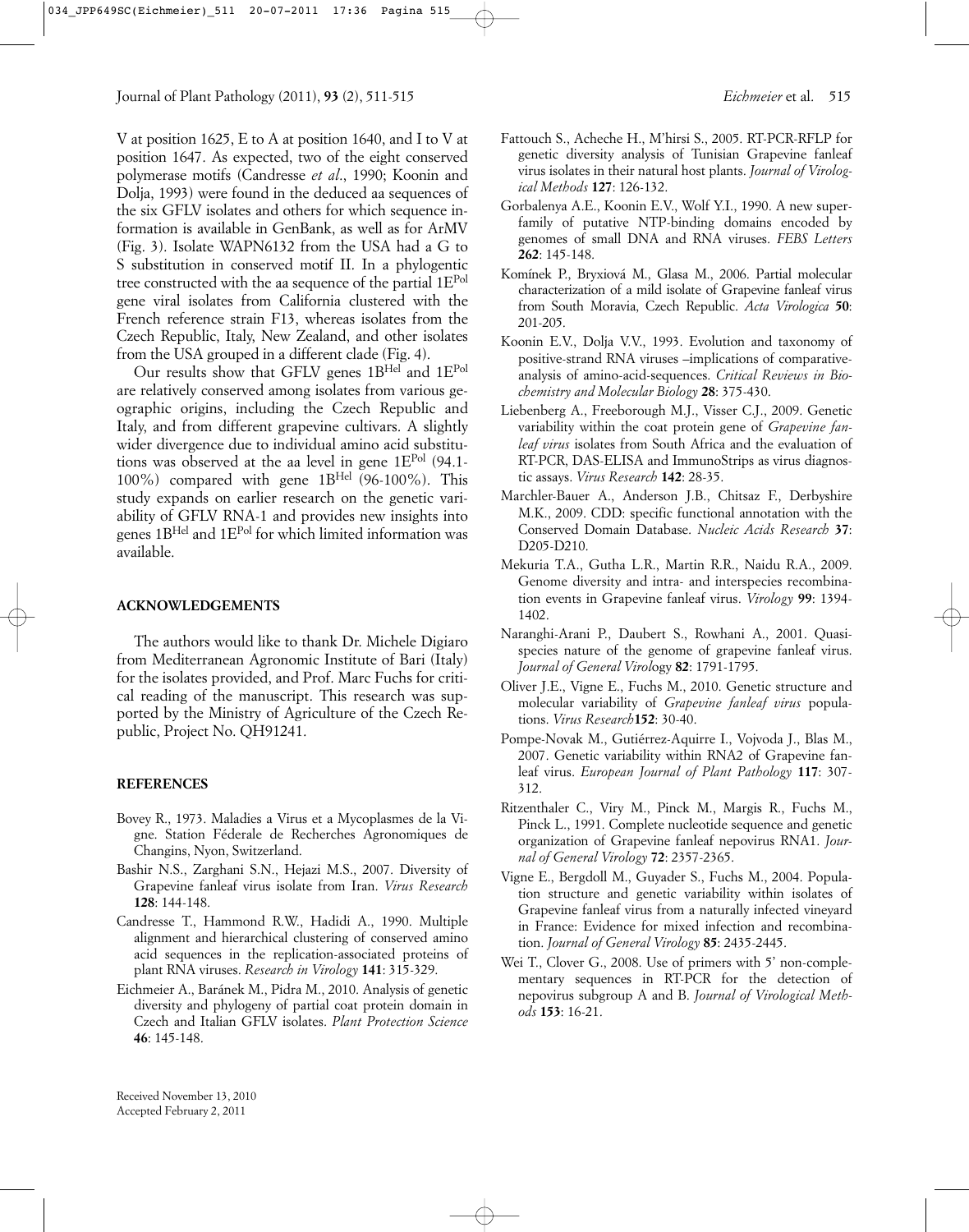V at position 1625, E to A at position 1640, and I to V at position 1647. As expected, two of the eight conserved polymerase motifs (Candresse *et al*., 1990; Koonin and Dolja, 1993) were found in the deduced aa sequences of the six GFLV isolates and others for which sequence information is available in GenBank, as well as for ArMV (Fig. 3). Isolate WAPN6132 from the USA had a G to S substitution in conserved motif II. In a phylogentic tree constructed with the aa sequence of the partial $1E^{Pol}$ gene viral isolates from California clustered with the French reference strain F13, whereas isolates from the Czech Republic, Italy, New Zealand, and other isolates from the USA grouped in a different clade (Fig. 4).

Our results show that GFLV genes $1B^{Hel}$ and $1E^{Pol}$ are relatively conserved among isolates from various geographic origins, including the Czech Republic and Italy, and from different grapevine cultivars. A slightly wider divergence due to individual amino acid substitutions was observed at the aa level in gene $1E^{Pol}$ (94.1-100%) compared with gene $1B^{Hel}$ (96-100%). This study expands on earlier research on the genetic variability of GFLV RNA-1 and provides new insights into genes $1B^{Hel}$ and $1E^{Pol}$ for which limited information was available.

## ACKNOWLEDGEMENTS

The authors would like to thank Dr. Michele Digiaro from Mediterranean Agronomic Institute of Bari (Italy) for the isolates provided, and Prof. Marc Fuchs for critical reading of the manuscript. This research was supported by the Ministry of Agriculture of the Czech Republic, Project No. QH91241.

## REFERENCES

- Bovey R., 1973. Maladies a Virus et a Mycoplasmes de la Vigne. Station Féderale de Recherches Agronomiques de Changins, Nyon, Switzerland.
- Bashir N.S., Zarghani S.N., Hejazi M.S., 2007. Diversity of Grapevine fanleaf virus isolate from Iran. *Virus Research* **128**: 144-148.
- Candresse T., Hammond R.W., Hadidi A., 1990. Multiple alignment and hierarchical clustering of conserved amino acid sequences in the replication-associated proteins of plant RNA viruses. *Research in Virology* **141**: 315-329.
- Eichmeier A., Baránek M., Pidra M., 2010. Analysis of genetic diversity and phylogeny of partial coat protein domain in Czech and Italian GFLV isolates. *Plant Protection Science* **46**: 145-148.
- Fattouch S., Acheche H., M'hirsi S., 2005. RT-PCR-RFLP for genetic diversity analysis of Tunisian Grapevine fanleaf virus isolates in their natural host plants. *Journal of Virological Methods* **127**: 126-132.
- Gorbalenya A.E., Koonin E.V., Wolf Y.I., 1990. A new superfamily of putative NTP-binding domains encoded by genomes of small DNA and RNA viruses. *FEBS Letters* **262**: 145-148.
- Komínek P., Bryxiová M., Glasa M., 2006. Partial molecular characterization of a mild isolate of Grapevine fanleaf virus from South Moravia, Czech Republic. *Acta Virologica* **50**: 201-205.
- Koonin E.V., Dolja V.V., 1993. Evolution and taxonomy of positive-strand RNA viruses –implications of comparative-analysis of amino-acid-sequences. *Critical Reviews in Biochemistry and Molecular Biology* **28**: 375-430.
- Liebenberg A., Freeborough M.J., Visser C.J., 2009. Genetic variability within the coat protein gene of *Grapevine fanleaf virus* isolates from South Africa and the evaluation of RT-PCR, DAS-ELISA and ImmunoStrips as virus diagnostic assays. *Virus Research* **142**: 28-35.
- Marchler-Bauer A., Anderson J.B., Chitsaz F., Derbyshire M.K., 2009. CDD: specific functional annotation with the Conserved Domain Database. *Nucleic Acids Research* **37**: D205-D210.
- Mekuria T.A., Gutha L.R., Martin R.R., Naidu R.A., 2009. Genome diversity and intra- and interspecies recombination events in Grapevine fanleaf virus. *Virology* **99**: 1394-1402.
- Naranghi-Arani P., Daubert S., Rowhani A., 2001. Quasispecies nature of the genome of grapevine fanleaf virus. *Journal of General Virology* **82**: 1791-1795.
- Oliver J.E., Vigne E., Fuchs M., 2010. Genetic structure and molecular variability of *Grapevine fanleaf virus* populations. *Virus Research* **152**: 30-40.
- Pompe-Novak M., Gutiérrez-Aquirre I., Vojvoda J., Blas M., 2007. Genetic variability within RNA2 of Grapevine fanleaf virus. *European Journal of Plant Pathology* **117**: 307-312.
- Ritzenthaler C., Viry M., Pinck M., Margis R., Fuchs M., Pinck L., 1991. Complete nucleotide sequence and genetic organization of Grapevine fanleaf nepovirus RNA1. *Journal of General Virology* **72**: 2357-2365.
- Vigne E., Bergdoll M., Guyader S., Fuchs M., 2004. Population structure and genetic variability within isolates of Grapevine fanleaf virus from a naturally infected vineyard in France: Evidence for mixed infection and recombination. *Journal of General Virology* **85**: 2435-2445.
- Wei T., Clover G., 2008. Use of primers with 5' non-complementary sequences in RT-PCR for the detection of nepovirus subgroup A and B. *Journal of Virological Methods* **153**: 16-21.

Received November 13, 2010
Accepted February 2, 2011